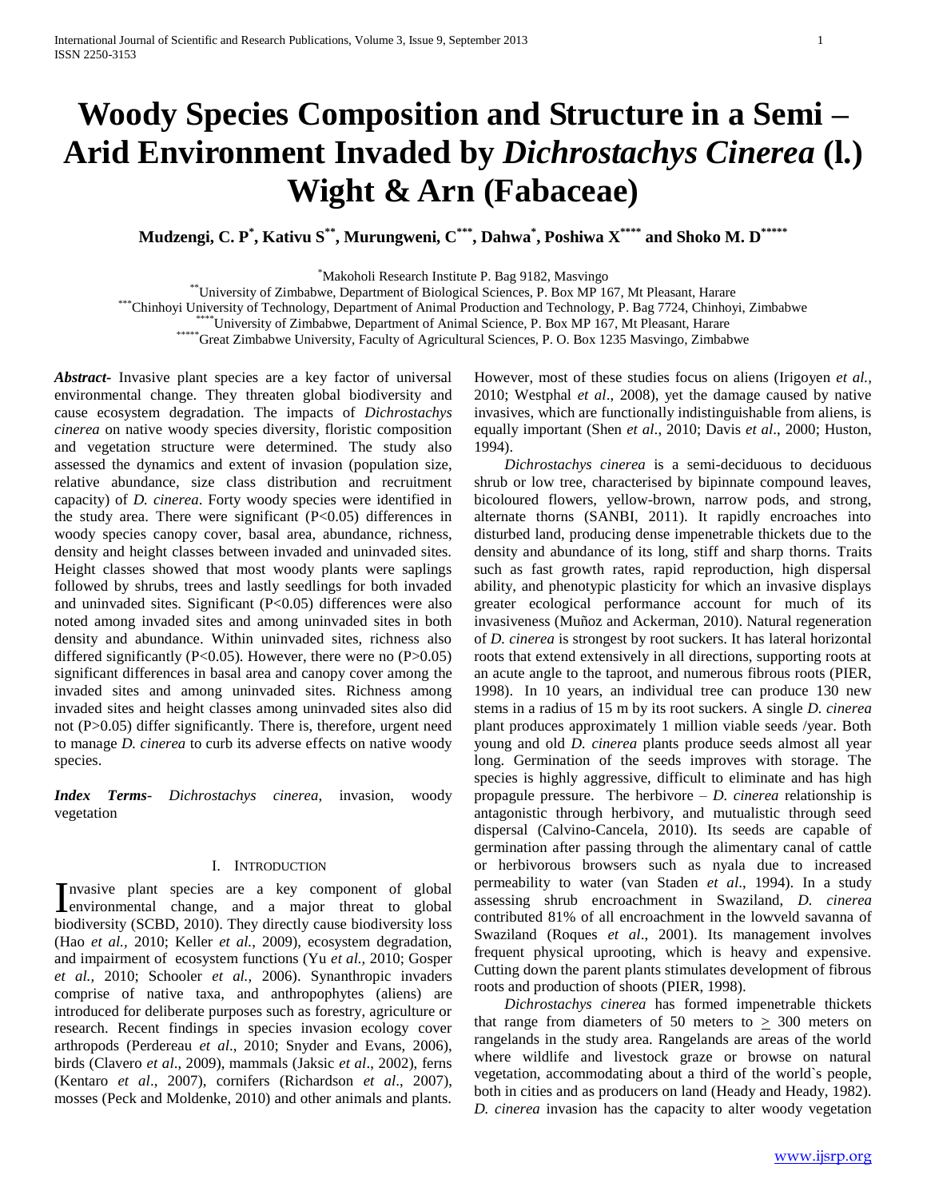# Woody Species Composition and Structure in a Semi – Arid Environment Invaded by *Dichrostachys Cinerea* (l.) Wight & Arn (Fabaceae)

**Mudzengi, C. P[*], Kativu S[**], Murungweni, C[***], Dahwa[*], Poshiwa X[****] and Shoko M. D[*****]**

[*]Makoholi Research Institute P. Bag 9182, Masvingo
[**]University of Zimbabwe, Department of Biological Sciences, P. Box MP 167, Mt Pleasant, Harare
[***]Chinhoyi University of Technology, Department of Animal Production and Technology, P. Bag 7724, Chinhoyi, Zimbabwe
[****]University of Zimbabwe, Department of Animal Science, P. Box MP 167, Mt Pleasant, Harare
[*****]Great Zimbabwe University, Faculty of Agricultural Sciences, P. O. Box 1235 Masvingo, Zimbabwe

***Abstract***- Invasive plant species are a key factor of universal environmental change. They threaten global biodiversity and cause ecosystem degradation. The impacts of *Dichrostachys cinerea* on native woody species diversity, floristic composition and vegetation structure were determined. The study also assessed the dynamics and extent of invasion (population size, relative abundance, size class distribution and recruitment capacity) of *D. cinerea*. Forty woody species were identified in the study area. There were significant ($P<0.05$) differences in woody species canopy cover, basal area, abundance, richness, density and height classes between invaded and uninvaded sites. Height classes showed that most woody plants were saplings followed by shrubs, trees and lastly seedlings for both invaded and uninvaded sites. Significant ($P<0.05$) differences were also noted among invaded sites and among uninvaded sites in both density and abundance. Within uninvaded sites, richness also differed significantly ($P<0.05$). However, there were no ($P>0.05$) significant differences in basal area and canopy cover among the invaded sites and among uninvaded sites. Richness among invaded sites and height classes among uninvaded sites also did not ($P>0.05$) differ significantly. There is, therefore, urgent need to manage *D. cinerea* to curb its adverse effects on native woody species.

***Index Terms***- *Dichrostachys cinerea*, invasion, woody vegetation

## I. Introduction

Invasive plant species are a key component of global environmental change, and a major threat to global biodiversity (SCBD, 2010). They directly cause biodiversity loss (Hao *et al.,* 2010; Keller *et al.,* 2009), ecosystem degradation, and impairment of ecosystem functions (Yu *et al.,* 2010; Gosper *et al.,* 2010; Schooler *et al.,* 2006). Synanthropic invaders comprise of native taxa, and anthropophytes (aliens) are introduced for deliberate purposes such as forestry, agriculture or research. Recent findings in species invasion ecology cover arthropods (Perdereau *et al*., 2010; Snyder and Evans, 2006), birds (Clavero *et al*., 2009), mammals (Jaksic *et al*., 2002), ferns (Kentaro *et al*., 2007), cornifers (Richardson *et al*., 2007), mosses (Peck and Moldenke, 2010) and other animals and plants. However, most of these studies focus on aliens (Irigoyen *et al.,* 2010; Westphal *et al*., 2008), yet the damage caused by native invasives, which are functionally indistinguishable from aliens, is equally important (Shen *et al*., 2010; Davis *et al*., 2000; Huston, 1994).

*Dichrostachys cinerea* is a semi-deciduous to deciduous shrub or low tree, characterised by bipinnate compound leaves, bicoloured flowers, yellow-brown, narrow pods, and strong, alternate thorns (SANBI, 2011). It rapidly encroaches into disturbed land, producing dense impenetrable thickets due to the density and abundance of its long, stiff and sharp thorns. Traits such as fast growth rates, rapid reproduction, high dispersal ability, and phenotypic plasticity for which an invasive displays greater ecological performance account for much of its invasiveness (Muñoz and Ackerman, 2010). Natural regeneration of *D. cinerea* is strongest by root suckers. It has lateral horizontal roots that extend extensively in all directions, supporting roots at an acute angle to the taproot, and numerous fibrous roots (PIER, 1998). In 10 years, an individual tree can produce 130 new stems in a radius of 15 m by its root suckers. A single *D. cinerea* plant produces approximately 1 million viable seeds /year. Both young and old *D. cinerea* plants produce seeds almost all year long. Germination of the seeds improves with storage. The species is highly aggressive, difficult to eliminate and has high propagule pressure. The herbivore – *D. cinerea* relationship is antagonistic through herbivory, and mutualistic through seed dispersal (Calvino-Cancela, 2010). Its seeds are capable of germination after passing through the alimentary canal of cattle or herbivorous browsers such as nyala due to increased permeability to water (van Staden *et al*., 1994). In a study assessing shrub encroachment in Swaziland, *D. cinerea* contributed 81% of all encroachment in the lowveld savanna of Swaziland (Roques *et al*., 2001). Its management involves frequent physical uprooting, which is heavy and expensive. Cutting down the parent plants stimulates development of fibrous roots and production of shoots (PIER, 1998).

*Dichrostachys cinerea* has formed impenetrable thickets that range from diameters of 50 meters to $\geq$ 300 meters on rangelands in the study area. Rangelands are areas of the world where wildlife and livestock graze or browse on natural vegetation, accommodating about a third of the world`s people, both in cities and as producers on land (Heady and Heady, 1982). *D. cinerea* invasion has the capacity to alter woody vegetation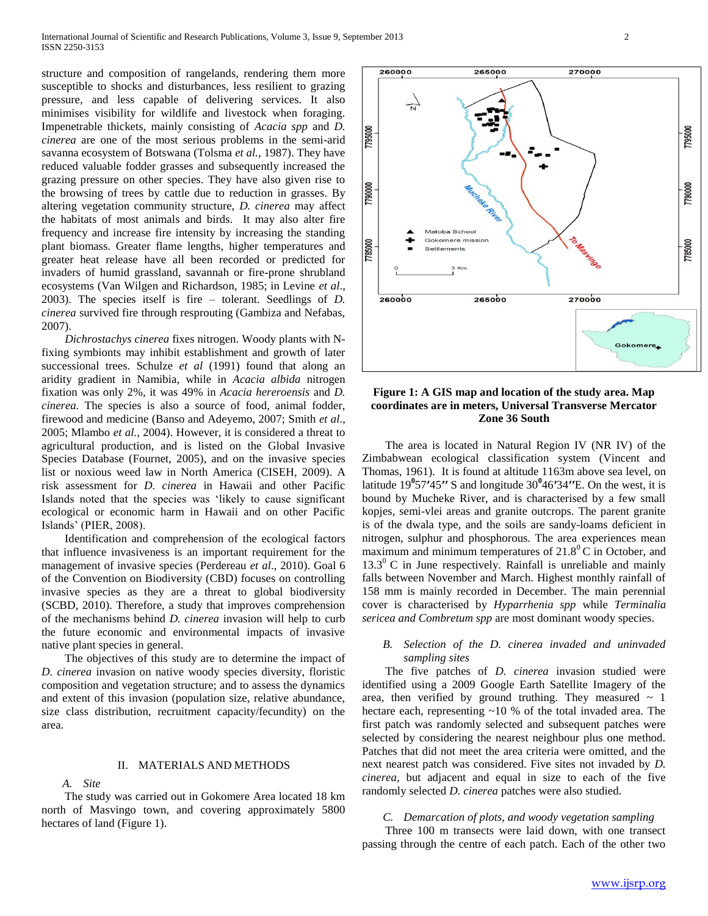structure and composition of rangelands, rendering them more susceptible to shocks and disturbances, less resilient to grazing pressure, and less capable of delivering services. It also minimises visibility for wildlife and livestock when foraging. Impenetrable thickets, mainly consisting of *Acacia spp* and *D. cinerea* are one of the most serious problems in the semi-arid savanna ecosystem of Botswana (Tolsma *et al.*, 1987). They have reduced valuable fodder grasses and subsequently increased the grazing pressure on other species. They have also given rise to the browsing of trees by cattle due to reduction in grasses. By altering vegetation community structure, *D. cinerea* may affect the habitats of most animals and birds. It may also alter fire frequency and increase fire intensity by increasing the standing plant biomass. Greater flame lengths, higher temperatures and greater heat release have all been recorded or predicted for invaders of humid grassland, savannah or fire-prone shrubland ecosystems (Van Wilgen and Richardson, 1985; in Levine *et al*., 2003). The species itself is fire – tolerant. Seedlings of *D. cinerea* survived fire through resprouting (Gambiza and Nefabas, 2007).

*Dichrostachys cinerea* fixes nitrogen. Woody plants with N-fixing symbionts may inhibit establishment and growth of later successional trees. Schulze *et al* (1991) found that along an aridity gradient in Namibia, while in *Acacia albida* nitrogen fixation was only 2%, it was 49% in *Acacia hereroensis* and *D. cinerea.* The species is also a source of food, animal fodder, firewood and medicine (Banso and Adeyemo, 2007; Smith *et al*., 2005; Mlambo *et al.*, 2004). However, it is considered a threat to agricultural production, and is listed on the Global Invasive Species Database (Fournet, 2005), and on the invasive species list or noxious weed law in North America (CISEH, 2009). A risk assessment for *D. cinerea* in Hawaii and other Pacific Islands noted that the species was 'likely to cause significant ecological or economic harm in Hawaii and on other Pacific Islands' (PIER, 2008).

Identification and comprehension of the ecological factors that influence invasiveness is an important requirement for the management of invasive species (Perdereau *et al*., 2010). Goal 6 of the Convention on Biodiversity (CBD) focuses on controlling invasive species as they are a threat to global biodiversity (SCBD, 2010). Therefore, a study that improves comprehension of the mechanisms behind *D. cinerea* invasion will help to curb the future economic and environmental impacts of invasive native plant species in general.

The objectives of this study are to determine the impact of *D. cinerea* invasion on native woody species diversity, floristic composition and vegetation structure; and to assess the dynamics and extent of this invasion (population size, relative abundance, size class distribution, recruitment capacity/fecundity) on the area.

## II. MATERIALS AND METHODS

### *A. Site*

The study was carried out in Gokomere Area located 18 km north of Masvingo town, and covering approximately 5800 hectares of land (Figure 1).

**Figure 1: A GIS map and location of the study area. Map coordinates are in meters, Universal Transverse Mercator Zone 36 South**

The area is located in Natural Region IV (NR IV) of the Zimbabwean ecological classification system (Vincent and Thomas, 1961). It is found at altitude 1163m above sea level, on latitude $19^{0}$57′45″ S and longitude $30^{0}$46′34″E. On the west, it is bound by Mucheke River, and is characterised by a few small kopjes, semi-vlei areas and granite outcrops. The parent granite is of the dwala type, and the soils are sandy-loams deficient in nitrogen, sulphur and phosphorous. The area experiences mean maximum and minimum temperatures of $21.8^{0}$ C in October, and $13.3^{0}$ C in June respectively. Rainfall is unreliable and mainly falls between November and March. Highest monthly rainfall of 158 mm is mainly recorded in December. The main perennial cover is characterised by *Hyparrhenia spp* while *Terminalia sericea and Combretum spp* are most dominant woody species.

### *B. Selection of the D. cinerea invaded and uninvaded sampling sites*

The five patches of *D. cinerea* invasion studied were identified using a 2009 Google Earth Satellite Imagery of the area, then verified by ground truthing. They measured ~ 1 hectare each, representing ~10 % of the total invaded area. The first patch was randomly selected and subsequent patches were selected by considering the nearest neighbour plus one method. Patches that did not meet the area criteria were omitted, and the next nearest patch was considered. Five sites not invaded by *D. cinerea*, but adjacent and equal in size to each of the five randomly selected *D. cinerea* patches were also studied.

### *C. Demarcation of plots, and woody vegetation sampling*

Three 100 m transects were laid down, with one transect passing through the centre of each patch. Each of the other two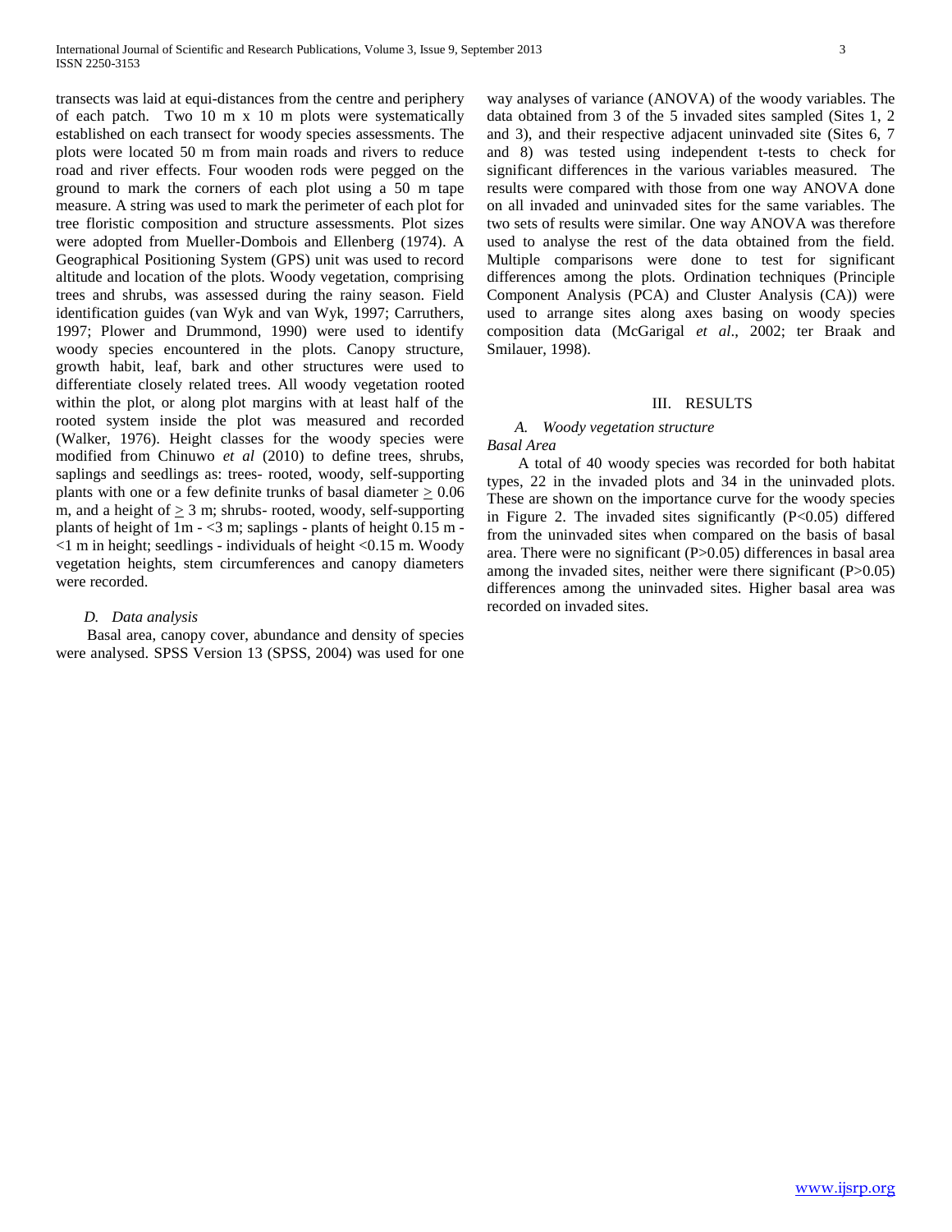transects was laid at equi-distances from the centre and periphery of each patch. Two 10 m x 10 m plots were systematically established on each transect for woody species assessments. The plots were located 50 m from main roads and rivers to reduce road and river effects. Four wooden rods were pegged on the ground to mark the corners of each plot using a 50 m tape measure. A string was used to mark the perimeter of each plot for tree floristic composition and structure assessments. Plot sizes were adopted from Mueller-Dombois and Ellenberg (1974). A Geographical Positioning System (GPS) unit was used to record altitude and location of the plots. Woody vegetation, comprising trees and shrubs, was assessed during the rainy season. Field identification guides (van Wyk and van Wyk, 1997; Carruthers, 1997; Plower and Drummond, 1990) were used to identify woody species encountered in the plots. Canopy structure, growth habit, leaf, bark and other structures were used to differentiate closely related trees. All woody vegetation rooted within the plot, or along plot margins with at least half of the rooted system inside the plot was measured and recorded (Walker, 1976). Height classes for the woody species were modified from Chinuwo *et al* (2010) to define trees, shrubs, saplings and seedlings as: trees- rooted, woody, self-supporting plants with one or a few definite trunks of basal diameter $\geq$ 0.06 m, and a height of $\geq$ 3 m; shrubs- rooted, woody, self-supporting plants of height of 1m - <3 m; saplings - plants of height 0.15 m - <1 m in height; seedlings - individuals of height <0.15 m. Woody vegetation heights, stem circumferences and canopy diameters were recorded.

### *D. Data analysis*

Basal area, canopy cover, abundance and density of species were analysed. SPSS Version 13 (SPSS, 2004) was used for one way analyses of variance (ANOVA) of the woody variables. The data obtained from 3 of the 5 invaded sites sampled (Sites 1, 2 and 3), and their respective adjacent uninvaded site (Sites 6, 7 and 8) was tested using independent t-tests to check for significant differences in the various variables measured. The results were compared with those from one way ANOVA done on all invaded and uninvaded sites for the same variables. The two sets of results were similar. One way ANOVA was therefore used to analyse the rest of the data obtained from the field. Multiple comparisons were done to test for significant differences among the plots. Ordination techniques (Principle Component Analysis (PCA) and Cluster Analysis (CA)) were used to arrange sites along axes basing on woody species composition data (McGarigal *et al*., 2002; ter Braak and Smilauer, 1998).

## III. RESULTS

### *A. Woody vegetation structure*

*Basal Area*

A total of 40 woody species was recorded for both habitat types, 22 in the invaded plots and 34 in the uninvaded plots. These are shown on the importance curve for the woody species in Figure 2. The invaded sites significantly ($P<0.05$) differed from the uninvaded sites when compared on the basis of basal area. There were no significant ($P>0.05$) differences in basal area among the invaded sites, neither were there significant ($P>0.05$) differences among the uninvaded sites. Higher basal area was recorded on invaded sites.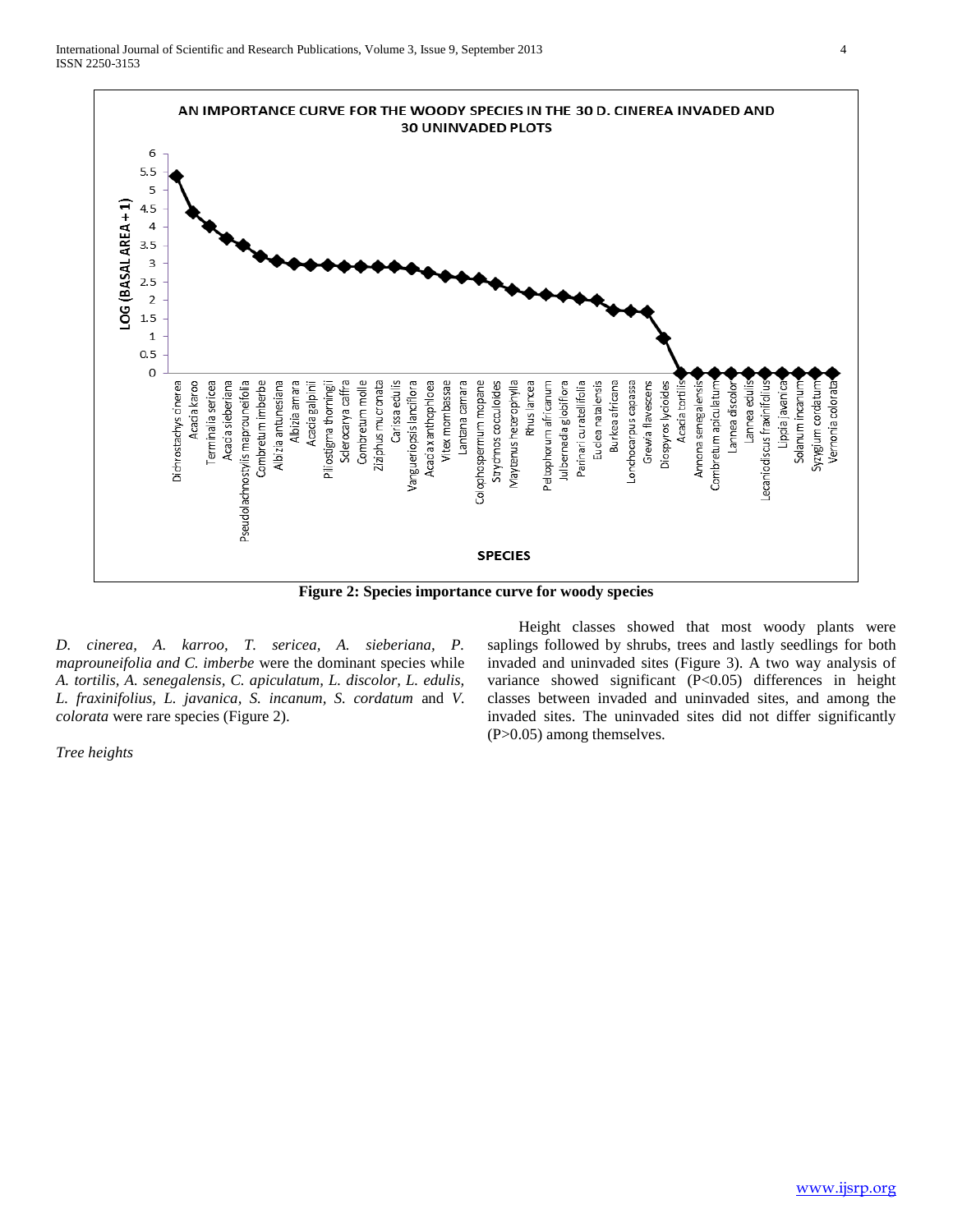**Figure 2: Species importance curve for woody species**

*D. cinerea, A. karroo, T. sericea, A. sieberiana, P. maprouneifolia and C. imberbe* were the dominant species while *A. tortilis, A. senegalensis, C. apiculatum, L. discolor, L. edulis, L. fraxinifolius, L. javanica, S. incanum, S. cordatum* and *V. colorata* were rare species (Figure 2).

*Tree heights*

Height classes showed that most woody plants were saplings followed by shrubs, trees and lastly seedlings for both invaded and uninvaded sites (Figure 3). A two way analysis of variance showed significant ($P<0.05$) differences in height classes between invaded and uninvaded sites, and among the invaded sites. The uninvaded sites did not differ significantly ($P>0.05$) among themselves.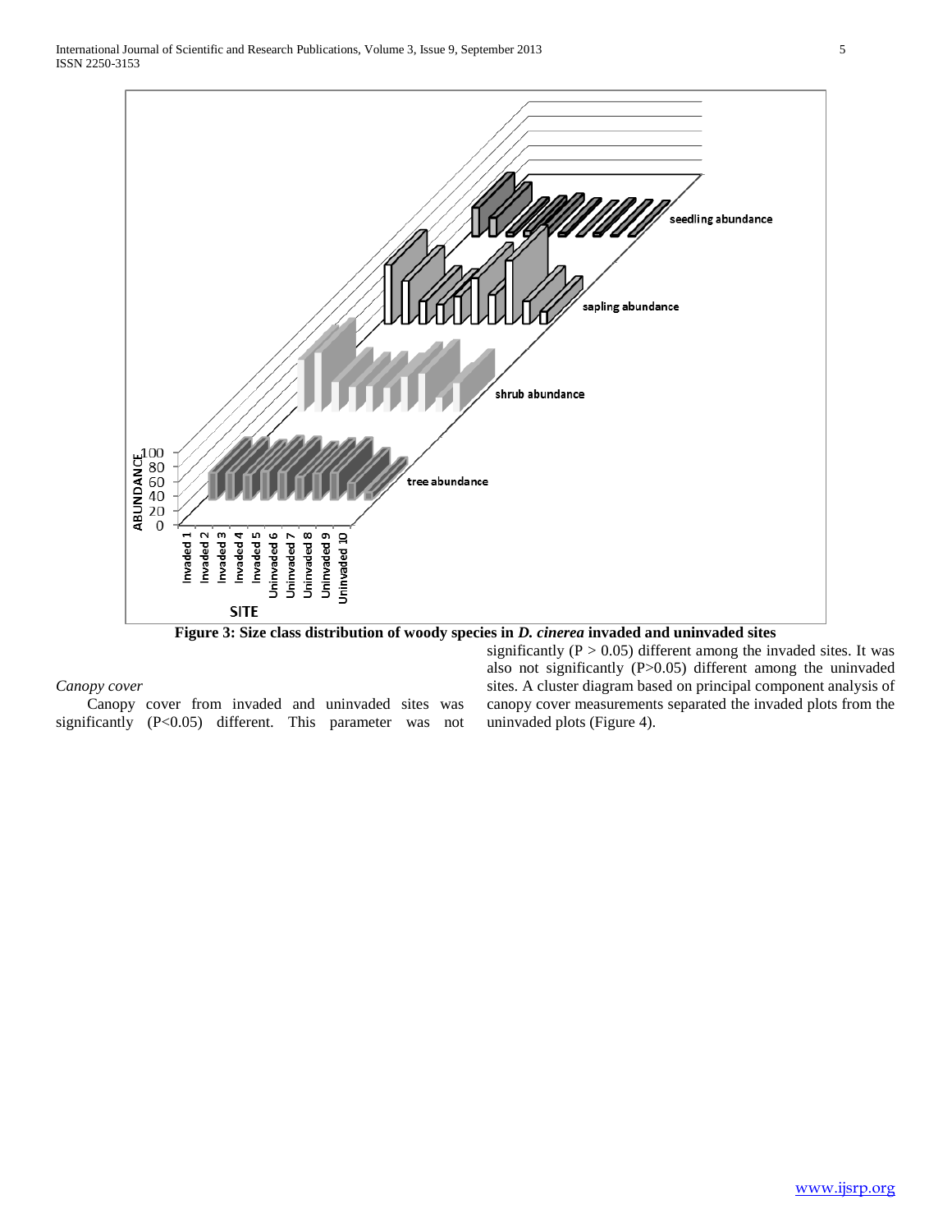**Figure 3: Size class distribution of woody species in *D. cinerea* invaded and uninvaded sites**

*Canopy cover*

Canopy cover from invaded and uninvaded sites was significantly ($P<0.05$) different. This parameter was not significantly ($P > 0.05$) different among the invaded sites. It was also not significantly ($P>0.05$) different among the uninvaded sites. A cluster diagram based on principal component analysis of canopy cover measurements separated the invaded plots from the uninvaded plots (Figure 4).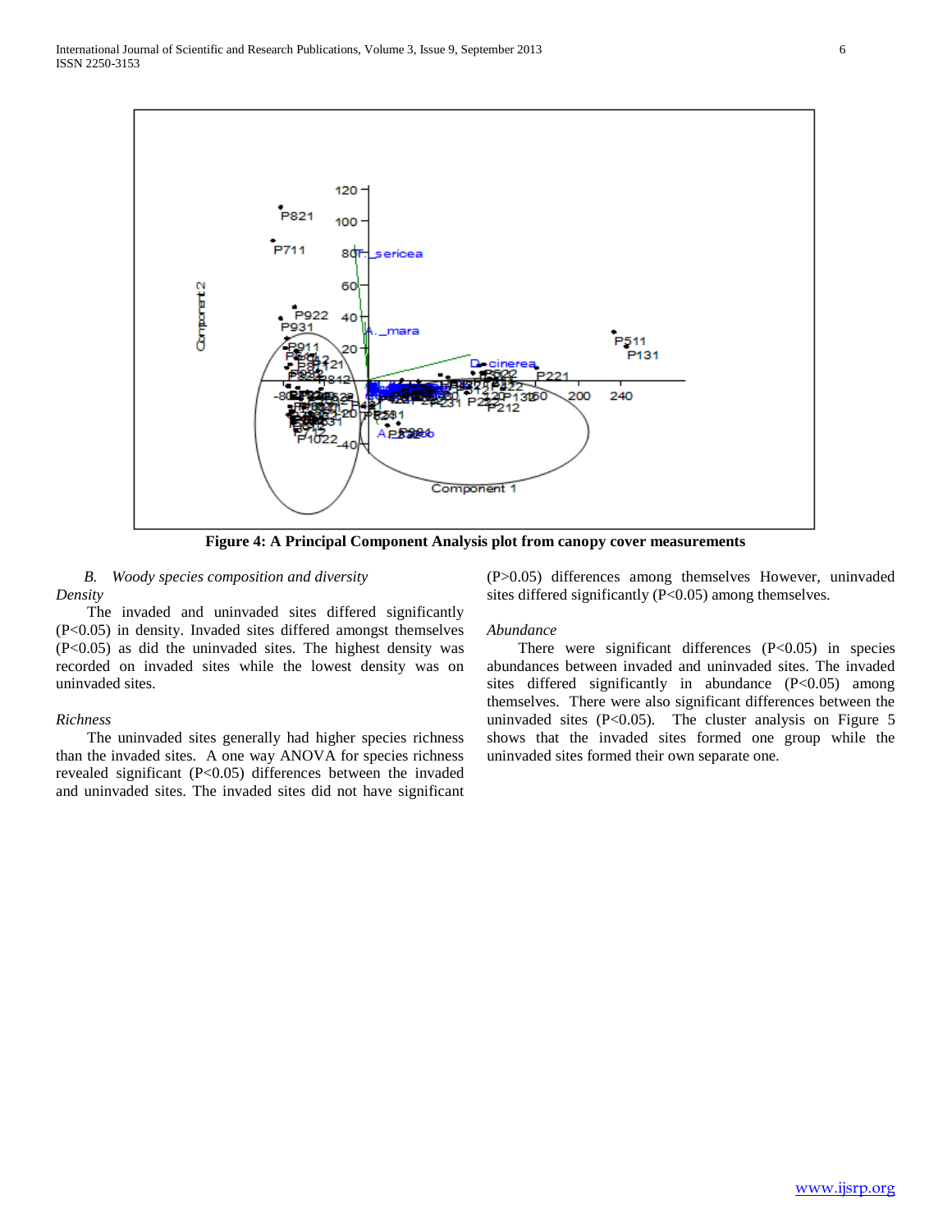**Figure 4: A Principal Component Analysis plot from canopy cover measurements**

### *B. Woody species composition and diversity*

*Density*

The invaded and uninvaded sites differed significantly (P<0.05) in density. Invaded sites differed amongst themselves (P<0.05) as did the uninvaded sites. The highest density was recorded on invaded sites while the lowest density was on uninvaded sites.

*Richness*

The uninvaded sites generally had higher species richness than the invaded sites. A one way ANOVA for species richness revealed significant (P<0.05) differences between the invaded and uninvaded sites. The invaded sites did not have significant (P>0.05) differences among themselves However, uninvaded sites differed significantly (P<0.05) among themselves.

*Abundance*

There were significant differences (P<0.05) in species abundances between invaded and uninvaded sites. The invaded sites differed significantly in abundance (P<0.05) among themselves. There were also significant differences between the uninvaded sites (P<0.05). The cluster analysis on Figure 5 shows that the invaded sites formed one group while the uninvaded sites formed their own separate one.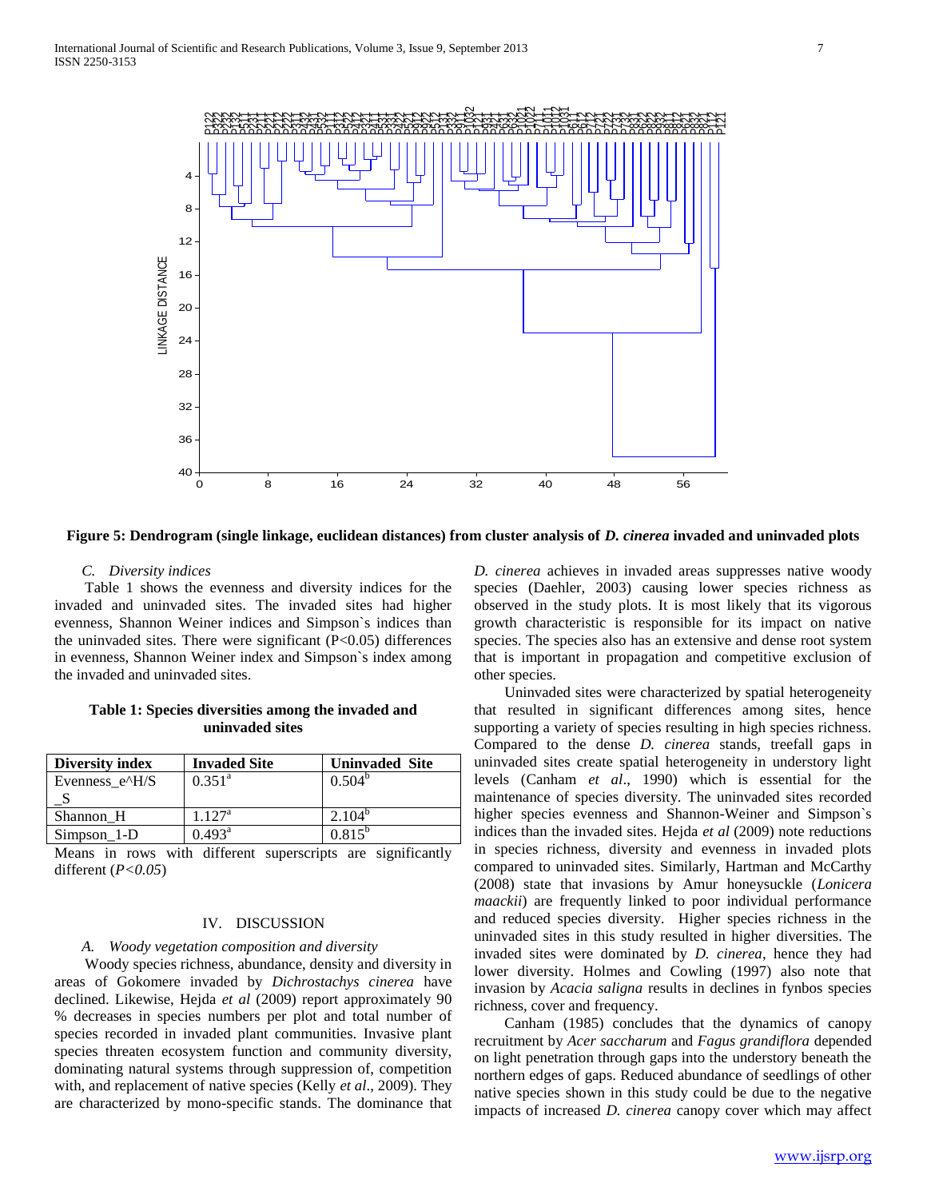Figure 5: Dendrogram (single linkage, euclidean distances) from cluster analysis of *D. cinerea* invaded and uninvaded plots

### C. Diversity indices

Table 1 shows the evenness and diversity indices for the invaded and uninvaded sites. The invaded sites had higher evenness, Shannon Weiner indices and Simpson`s indices than the uninvaded sites. There were significant ($P<0.05$) differences in evenness, Shannon Weiner index and Simpson`s index among the invaded and uninvaded sites.

**Table 1: Species diversities among the invaded and uninvaded sites**

| Diversity index | Invaded Site | Uninvaded Site |
|---|---|---|
| Evenness_e^H/S_S | $0.351^a$ | $0.504^b$ |
| Shannon_H | $1.127^a$ | $2.104^b$ |
| Simpson_1-D | $0.493^a$ | $0.815^b$ |

Means in rows with different superscripts are significantly different (*P<0.05*)

## IV. DISCUSSION

### A. Woody vegetation composition and diversity

Woody species richness, abundance, density and diversity in areas of Gokomere invaded by *Dichrostachys cinerea* have declined. Likewise, Hejda *et al* (2009) report approximately 90 % decreases in species numbers per plot and total number of species recorded in invaded plant communities. Invasive plant species threaten ecosystem function and community diversity, dominating natural systems through suppression of, competition with, and replacement of native species (Kelly *et al*., 2009). They are characterized by mono-specific stands. The dominance that *D. cinerea* achieves in invaded areas suppresses native woody species (Daehler, 2003) causing lower species richness as observed in the study plots. It is most likely that its vigorous growth characteristic is responsible for its impact on native species. The species also has an extensive and dense root system that is important in propagation and competitive exclusion of other species.

Uninvaded sites were characterized by spatial heterogeneity that resulted in significant differences among sites, hence supporting a variety of species resulting in high species richness. Compared to the dense *D. cinerea* stands, treefall gaps in uninvaded sites create spatial heterogeneity in understory light levels (Canham *et al*., 1990) which is essential for the maintenance of species diversity. The uninvaded sites recorded higher species evenness and Shannon-Weiner and Simpson`s indices than the invaded sites. Hejda *et al* (2009) note reductions in species richness, diversity and evenness in invaded plots compared to uninvaded sites. Similarly, Hartman and McCarthy (2008) state that invasions by Amur honeysuckle (*Lonicera maackii*) are frequently linked to poor individual performance and reduced species diversity. Higher species richness in the uninvaded sites in this study resulted in higher diversities. The invaded sites were dominated by *D. cinerea*, hence they had lower diversity. Holmes and Cowling (1997) also note that invasion by *Acacia saligna* results in declines in fynbos species richness, cover and frequency.

Canham (1985) concludes that the dynamics of canopy recruitment by *Acer saccharum* and *Fagus grandiflora* depended on light penetration through gaps into the understory beneath the northern edges of gaps. Reduced abundance of seedlings of other native species shown in this study could be due to the negative impacts of increased *D. cinerea* canopy cover which may affect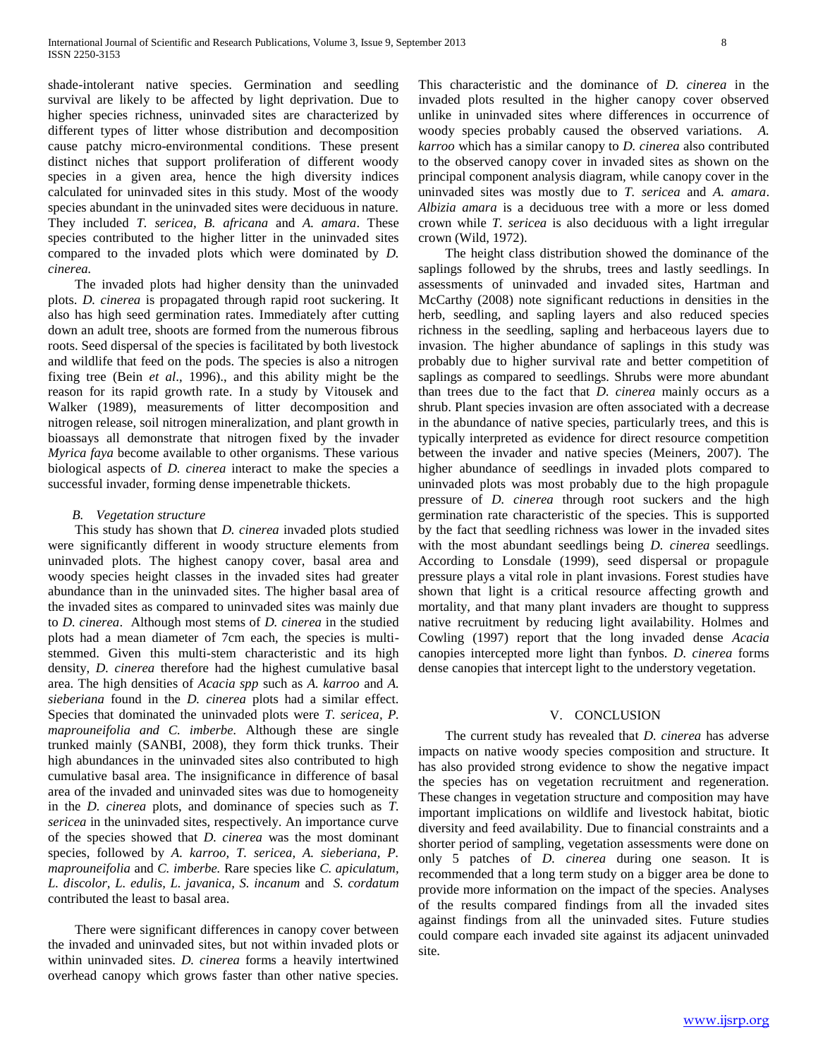shade-intolerant native species. Germination and seedling survival are likely to be affected by light deprivation. Due to higher species richness, uninvaded sites are characterized by different types of litter whose distribution and decomposition cause patchy micro-environmental conditions. These present distinct niches that support proliferation of different woody species in a given area, hence the high diversity indices calculated for uninvaded sites in this study. Most of the woody species abundant in the uninvaded sites were deciduous in nature. They included *T. sericea*, *B. africana* and *A. amara*. These species contributed to the higher litter in the uninvaded sites compared to the invaded plots which were dominated by *D. cinerea.*

The invaded plots had higher density than the uninvaded plots. *D. cinerea* is propagated through rapid root suckering. It also has high seed germination rates. Immediately after cutting down an adult tree, shoots are formed from the numerous fibrous roots. Seed dispersal of the species is facilitated by both livestock and wildlife that feed on the pods. The species is also a nitrogen fixing tree (Bein *et al*., 1996)., and this ability might be the reason for its rapid growth rate. In a study by Vitousek and Walker (1989), measurements of litter decomposition and nitrogen release, soil nitrogen mineralization, and plant growth in bioassays all demonstrate that nitrogen fixed by the invader *Myrica faya* become available to other organisms. These various biological aspects of *D. cinerea* interact to make the species a successful invader, forming dense impenetrable thickets.

### *B. Vegetation structure*

This study has shown that *D. cinerea* invaded plots studied were significantly different in woody structure elements from uninvaded plots. The highest canopy cover, basal area and woody species height classes in the invaded sites had greater abundance than in the uninvaded sites. The higher basal area of the invaded sites as compared to uninvaded sites was mainly due to *D. cinerea*. Although most stems of *D. cinerea* in the studied plots had a mean diameter of 7cm each, the species is multi-stemmed. Given this multi-stem characteristic and its high density, *D. cinerea* therefore had the highest cumulative basal area. The high densities of *Acacia spp* such as *A. karroo* and *A. sieberiana* found in the *D. cinerea* plots had a similar effect. Species that dominated the uninvaded plots were *T. sericea*, *P. maprouneifolia and C. imberbe*. Although these are single trunked mainly (SANBI, 2008), they form thick trunks. Their high abundances in the uninvaded sites also contributed to high cumulative basal area. The insignificance in difference of basal area of the invaded and uninvaded sites was due to homogeneity in the *D. cinerea* plots, and dominance of species such as *T. sericea* in the uninvaded sites, respectively. An importance curve of the species showed that *D. cinerea* was the most dominant species, followed by *A. karroo*, *T. sericea*, *A. sieberiana*, *P. maprouneifolia* and *C. imberbe.* Rare species like *C. apiculatum*, *L. discolor*, *L. edulis*, *L. javanica*, *S. incanum* and *S. cordatum* contributed the least to basal area.

There were significant differences in canopy cover between the invaded and uninvaded sites, but not within invaded plots or within uninvaded sites. *D. cinerea* forms a heavily intertwined overhead canopy which grows faster than other native species. This characteristic and the dominance of *D. cinerea* in the invaded plots resulted in the higher canopy cover observed unlike in uninvaded sites where differences in occurrence of woody species probably caused the observed variations. *A. karroo* which has a similar canopy to *D. cinerea* also contributed to the observed canopy cover in invaded sites as shown on the principal component analysis diagram, while canopy cover in the uninvaded sites was mostly due to *T. sericea* and *A. amara*. *Albizia amara* is a deciduous tree with a more or less domed crown while *T. sericea* is also deciduous with a light irregular crown (Wild, 1972).

The height class distribution showed the dominance of the saplings followed by the shrubs, trees and lastly seedlings. In assessments of uninvaded and invaded sites, Hartman and McCarthy (2008) note significant reductions in densities in the herb, seedling, and sapling layers and also reduced species richness in the seedling, sapling and herbaceous layers due to invasion. The higher abundance of saplings in this study was probably due to higher survival rate and better competition of saplings as compared to seedlings. Shrubs were more abundant than trees due to the fact that *D. cinerea* mainly occurs as a shrub. Plant species invasion are often associated with a decrease in the abundance of native species, particularly trees, and this is typically interpreted as evidence for direct resource competition between the invader and native species (Meiners, 2007). The higher abundance of seedlings in invaded plots compared to uninvaded plots was most probably due to the high propagule pressure of *D. cinerea* through root suckers and the high germination rate characteristic of the species. This is supported by the fact that seedling richness was lower in the invaded sites with the most abundant seedlings being *D. cinerea* seedlings. According to Lonsdale (1999), seed dispersal or propagule pressure plays a vital role in plant invasions. Forest studies have shown that light is a critical resource affecting growth and mortality, and that many plant invaders are thought to suppress native recruitment by reducing light availability. Holmes and Cowling (1997) report that the long invaded dense *Acacia* canopies intercepted more light than fynbos. *D. cinerea* forms dense canopies that intercept light to the understory vegetation.

## V. CONCLUSION

The current study has revealed that *D. cinerea* has adverse impacts on native woody species composition and structure. It has also provided strong evidence to show the negative impact the species has on vegetation recruitment and regeneration. These changes in vegetation structure and composition may have important implications on wildlife and livestock habitat, biotic diversity and feed availability. Due to financial constraints and a shorter period of sampling, vegetation assessments were done on only 5 patches of *D. cinerea* during one season. It is recommended that a long term study on a bigger area be done to provide more information on the impact of the species. Analyses of the results compared findings from all the invaded sites against findings from all the uninvaded sites. Future studies could compare each invaded site against its adjacent uninvaded site.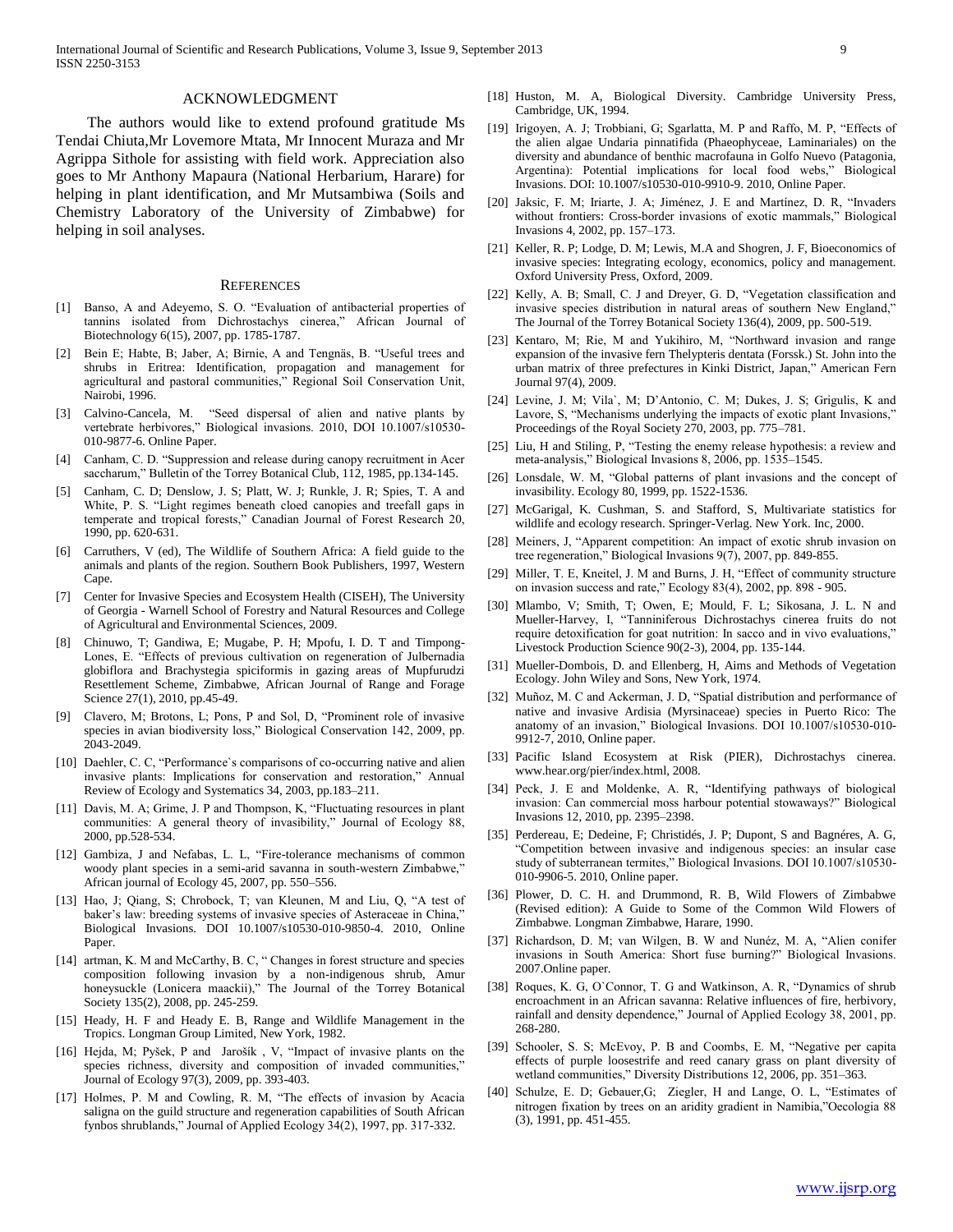## ACKNOWLEDGMENT

The authors would like to extend profound gratitude Ms Tendai Chiuta,Mr Lovemore Mtata, Mr Innocent Muraza and Mr Agrippa Sithole for assisting with field work. Appreciation also goes to Mr Anthony Mapaura (National Herbarium, Harare) for helping in plant identification, and Mr Mutsambiwa (Soils and Chemistry Laboratory of the University of Zimbabwe) for helping in soil analyses.

## REFERENCES

[1] Banso, A and Adeyemo, S. O. "Evaluation of antibacterial properties of tannins isolated from Dichrostachys cinerea," African Journal of Biotechnology 6(15), 2007, pp. 1785-1787.

[2] Bein E; Habte, B; Jaber, A; Birnie, A and Tengnäs, B. "Useful trees and shrubs in Eritrea: Identification, propagation and management for agricultural and pastoral communities," Regional Soil Conservation Unit, Nairobi, 1996.

[3] Calvino-Cancela, M. "Seed dispersal of alien and native plants by vertebrate herbivores," Biological invasions. 2010, DOI 10.1007/s10530-010-9877-6. Online Paper.

[4] Canham, C. D. "Suppression and release during canopy recruitment in Acer saccharum," Bulletin of the Torrey Botanical Club, 112, 1985, pp.134-145.

[5] Canham, C. D; Denslow, J. S; Platt, W. J; Runkle, J. R; Spies, T. A and White, P. S. "Light regimes beneath cloed canopies and treefall gaps in temperate and tropical forests," Canadian Journal of Forest Research 20, 1990, pp. 620-631.

[6] Carruthers, V (ed), The Wildlife of Southern Africa: A field guide to the animals and plants of the region. Southern Book Publishers, 1997, Western Cape.

[7] Center for Invasive Species and Ecosystem Health (CISEH), The University of Georgia - Warnell School of Forestry and Natural Resources and College of Agricultural and Environmental Sciences, 2009.

[8] Chinuwo, T; Gandiwa, E; Mugabe, P. H; Mpofu, I. D. T and Timpong-Lones, E. "Effects of previous cultivation on regeneration of Julbernadia globiflora and Brachystegia spiciformis in gazing areas of Mupfurudzi Resettlement Scheme, Zimbabwe, African Journal of Range and Forage Science 27(1), 2010, pp.45-49.

[9] Clavero, M; Brotons, L; Pons, P and Sol, D, "Prominent role of invasive species in avian biodiversity loss," Biological Conservation 142, 2009, pp. 2043-2049.

[10] Daehler, C. C, "Performance`s comparisons of co-occurring native and alien invasive plants: Implications for conservation and restoration," Annual Review of Ecology and Systematics 34, 2003, pp.183–211.

[11] Davis, M. A; Grime, J. P and Thompson, K, "Fluctuating resources in plant communities: A general theory of invasibility," Journal of Ecology 88, 2000, pp.528-534.

[12] Gambiza, J and Nefabas, L. L, "Fire-tolerance mechanisms of common woody plant species in a semi-arid savanna in south-western Zimbabwe," African journal of Ecology 45, 2007, pp. 550–556.

[13] Hao, J; Qiang, S; Chrobock, T; van Kleunen, M and Liu, Q, "A test of baker's law: breeding systems of invasive species of Asteraceae in China," Biological Invasions. DOI 10.1007/s10530-010-9850-4. 2010, Online Paper.

[14] artman, K. M and McCarthy, B. C, " Changes in forest structure and species composition following invasion by a non-indigenous shrub, Amur honeysuckle (Lonicera maackii)," The Journal of the Torrey Botanical Society 135(2), 2008, pp. 245-259.

[15] Heady, H. F and Heady E. B, Range and Wildlife Management in the Tropics. Longman Group Limited, New York, 1982.

[16] Hejda, M; Pyšek, P and Jarošík , V, "Impact of invasive plants on the species richness, diversity and composition of invaded communities," Journal of Ecology 97(3), 2009, pp. 393-403.

[17] Holmes, P. M and Cowling, R. M, "The effects of invasion by Acacia saligna on the guild structure and regeneration capabilities of South African fynbos shrublands," Journal of Applied Ecology 34(2), 1997, pp. 317-332.

[18] Huston, M. A, Biological Diversity. Cambridge University Press, Cambridge, UK, 1994.

[19] Irigoyen, A. J; Trobbiani, G; Sgarlatta, M. P and Raffo, M. P, "Effects of the alien algae Undaria pinnatifida (Phaeophyceae, Laminariales) on the diversity and abundance of benthic macrofauna in Golfo Nuevo (Patagonia, Argentina): Potential implications for local food webs," Biological Invasions. DOI: 10.1007/s10530-010-9910-9. 2010, Online Paper.

[20] Jaksic, F. M; Iriarte, J. A; Jiménez, J. E and Martínez, D. R, "Invaders without frontiers: Cross-border invasions of exotic mammals," Biological Invasions 4, 2002, pp. 157–173.

[21] Keller, R. P; Lodge, D. M; Lewis, M.A and Shogren, J. F, Bioeconomics of invasive species: Integrating ecology, economics, policy and management. Oxford University Press, Oxford, 2009.

[22] Kelly, A. B; Small, C. J and Dreyer, G. D, "Vegetation classification and invasive species distribution in natural areas of southern New England," The Journal of the Torrey Botanical Society 136(4), 2009, pp. 500-519.

[23] Kentaro, M; Rie, M and Yukihiro, M, "Northward invasion and range expansion of the invasive fern Thelypteris dentata (Forssk.) St. John into the urban matrix of three prefectures in Kinki District, Japan," American Fern Journal 97(4), 2009.

[24] Levine, J. M; Vila`, M; D'Antonio, C. M; Dukes, J. S; Grigulis, K and Lavore, S, "Mechanisms underlying the impacts of exotic plant Invasions," Proceedings of the Royal Society 270, 2003, pp. 775–781.

[25] Liu, H and Stiling, P, "Testing the enemy release hypothesis: a review and meta-analysis," Biological Invasions 8, 2006, pp. 1535–1545.

[26] Lonsdale, W. M, "Global patterns of plant invasions and the concept of invasibility. Ecology 80, 1999, pp. 1522-1536.

[27] McGarigal, K. Cushman, S. and Stafford, S, Multivariate statistics for wildlife and ecology research. Springer-Verlag. New York. Inc, 2000.

[28] Meiners, J, "Apparent competition: An impact of exotic shrub invasion on tree regeneration," Biological Invasions 9(7), 2007, pp. 849-855.

[29] Miller, T. E, Kneitel, J. M and Burns, J. H, "Effect of community structure on invasion success and rate," Ecology 83(4), 2002, pp. 898 - 905.

[30] Mlambo, V; Smith, T; Owen, E; Mould, F. L; Sikosana, J. L. N and Mueller-Harvey, I, "Tanniniferous Dichrostachys cinerea fruits do not require detoxification for goat nutrition: In sacco and in vivo evaluations," Livestock Production Science 90(2-3), 2004, pp. 135-144.

[31] Mueller-Dombois, D. and Ellenberg, H, Aims and Methods of Vegetation Ecology. John Wiley and Sons, New York, 1974.

[32] Muñoz, M. C and Ackerman, J. D, "Spatial distribution and performance of native and invasive Ardisia (Myrsinaceae) species in Puerto Rico: The anatomy of an invasion," Biological Invasions. DOI 10.1007/s10530-010-9912-7, 2010, Online paper.

[33] Pacific Island Ecosystem at Risk (PIER), Dichrostachys cinerea. www.hear.org/pier/index.html, 2008.

[34] Peck, J. E and Moldenke, A. R, "Identifying pathways of biological invasion: Can commercial moss harbour potential stowaways?" Biological Invasions 12, 2010, pp. 2395–2398.

[35] Perdereau, E; Dedeine, F; Christidés, J. P; Dupont, S and Bagnéres, A. G, "Competition between invasive and indigenous species: an insular case study of subterranean termites," Biological Invasions. DOI 10.1007/s10530-010-9906-5. 2010, Online paper.

[36] Plower, D. C. H. and Drummond, R. B, Wild Flowers of Zimbabwe (Revised edition): A Guide to Some of the Common Wild Flowers of Zimbabwe. Longman Zimbabwe, Harare, 1990.

[37] Richardson, D. M; van Wilgen, B. W and Nunéz, M. A, "Alien conifer invasions in South America: Short fuse burning?" Biological Invasions. 2007.Online paper.

[38] Roques, K. G, O`Connor, T. G and Watkinson, A. R, "Dynamics of shrub encroachment in an African savanna: Relative influences of fire, herbivory, rainfall and density dependence," Journal of Applied Ecology 38, 2001, pp. 268-280.

[39] Schooler, S. S; McEvoy, P. B and Coombs, E. M, "Negative per capita effects of purple loosestrife and reed canary grass on plant diversity of wetland communities," Diversity Distributions 12, 2006, pp. 351–363.

[40] Schulze, E. D; Gebauer,G; Ziegler, H and Lange, O. L, "Estimates of nitrogen fixation by trees on an aridity gradient in Namibia,"Oecologia 88 (3), 1991, pp. 451-455.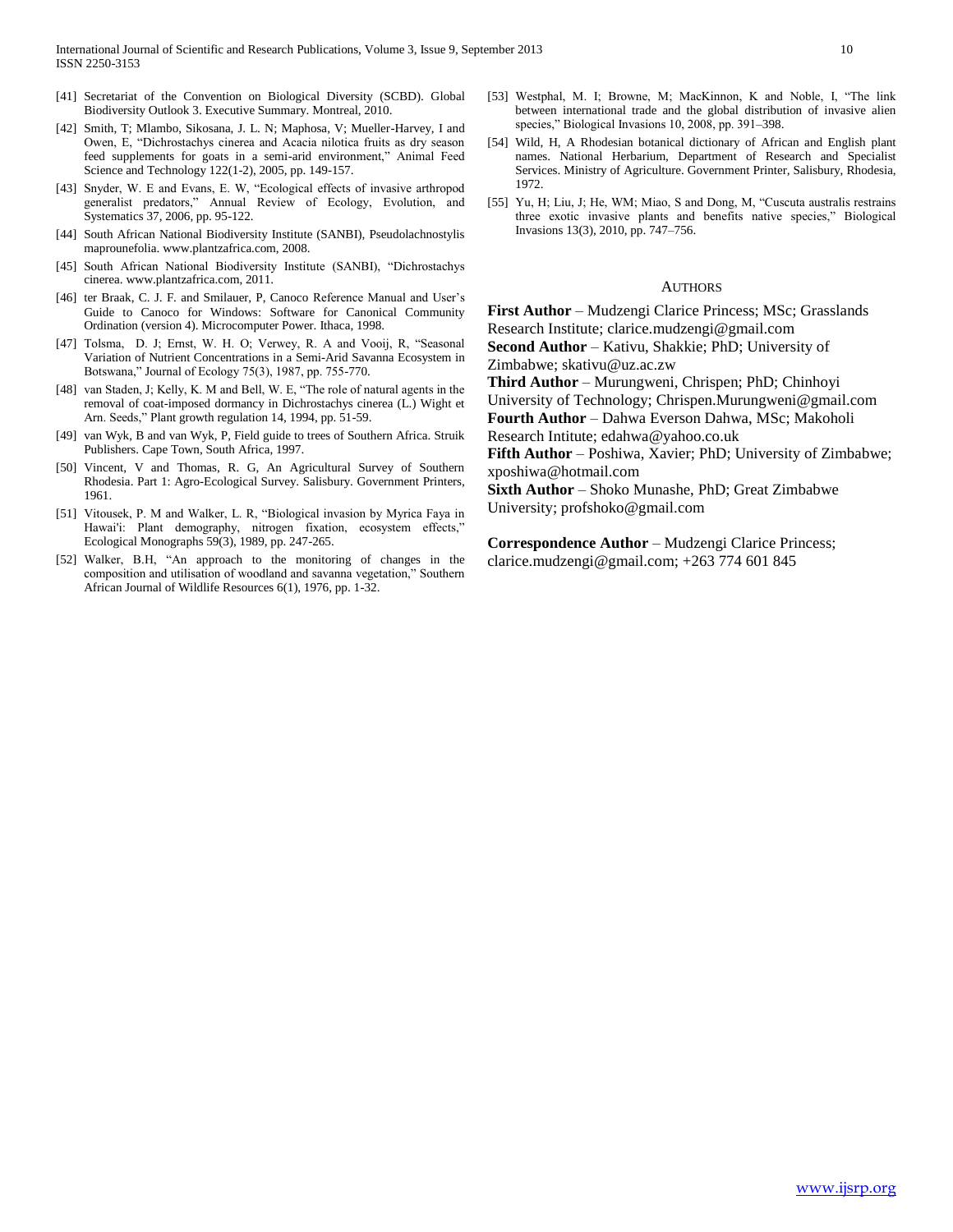[41] Secretariat of the Convention on Biological Diversity (SCBD). Global Biodiversity Outlook 3. Executive Summary. Montreal, 2010.

[42] Smith, T; Mlambo, Sikosana, J. L. N; Maphosa, V; Mueller-Harvey, I and Owen, E, "Dichrostachys cinerea and Acacia nilotica fruits as dry season feed supplements for goats in a semi-arid environment," Animal Feed Science and Technology 122(1-2), 2005, pp. 149-157.

[43] Snyder, W. E and Evans, E. W, "Ecological effects of invasive arthropod generalist predators," Annual Review of Ecology, Evolution, and Systematics 37, 2006, pp. 95-122.

[44] South African National Biodiversity Institute (SANBI), Pseudolachnostylis maprounefolia. www.plantzafrica.com, 2008.

[45] South African National Biodiversity Institute (SANBI), "Dichrostachys cinerea. www.plantzafrica.com, 2011.

[46] ter Braak, C. J. F. and Smilauer, P, Canoco Reference Manual and User's Guide to Canoco for Windows: Software for Canonical Community Ordination (version 4). Microcomputer Power. Ithaca, 1998.

[47] Tolsma, D. J; Ernst, W. H. O; Verwey, R. A and Vooij, R, "Seasonal Variation of Nutrient Concentrations in a Semi-Arid Savanna Ecosystem in Botswana," Journal of Ecology 75(3), 1987, pp. 755-770.

[48] van Staden, J; Kelly, K. M and Bell, W. E, "The role of natural agents in the removal of coat-imposed dormancy in Dichrostachys cinerea (L.) Wight et Arn. Seeds," Plant growth regulation 14, 1994, pp. 51-59.

[49] van Wyk, B and van Wyk, P, Field guide to trees of Southern Africa. Struik Publishers. Cape Town, South Africa, 1997.

[50] Vincent, V and Thomas, R. G, An Agricultural Survey of Southern Rhodesia. Part 1: Agro-Ecological Survey. Salisbury. Government Printers, 1961.

[51] Vitousek, P. M and Walker, L. R, "Biological invasion by Myrica Faya in Hawai'i: Plant demography, nitrogen fixation, ecosystem effects," Ecological Monographs 59(3), 1989, pp. 247-265.

[52] Walker, B.H, "An approach to the monitoring of changes in the composition and utilisation of woodland and savanna vegetation," Southern African Journal of Wildlife Resources 6(1), 1976, pp. 1-32.

[53] Westphal, M. I; Browne, M; MacKinnon, K and Noble, I, "The link between international trade and the global distribution of invasive alien species," Biological Invasions 10, 2008, pp. 391–398.

[54] Wild, H, A Rhodesian botanical dictionary of African and English plant names. National Herbarium, Department of Research and Specialist Services. Ministry of Agriculture. Government Printer, Salisbury, Rhodesia, 1972.

[55] Yu, H; Liu, J; He, WM; Miao, S and Dong, M, "Cuscuta australis restrains three exotic invasive plants and benefits native species," Biological Invasions 13(3), 2010, pp. 747–756.

## AUTHORS

**First Author** – Mudzengi Clarice Princess; MSc; Grasslands Research Institute; clarice.mudzengi@gmail.com

**Second Author** – Kativu, Shakkie; PhD; University of Zimbabwe; skativu@uz.ac.zw

**Third Author** – Murungweni, Chrispen; PhD; Chinhoyi University of Technology; Chrispen.Murungweni@gmail.com

**Fourth Author** – Dahwa Everson Dahwa, MSc; Makoholi Research Intitute; edahwa@yahoo.co.uk

**Fifth Author** – Poshiwa, Xavier; PhD; University of Zimbabwe; xposhiwa@hotmail.com

**Sixth Author** – Shoko Munashe, PhD; Great Zimbabwe University; profshoko@gmail.com

**Correspondence Author** – Mudzengi Clarice Princess; clarice.mudzengi@gmail.com; +263 774 601 845